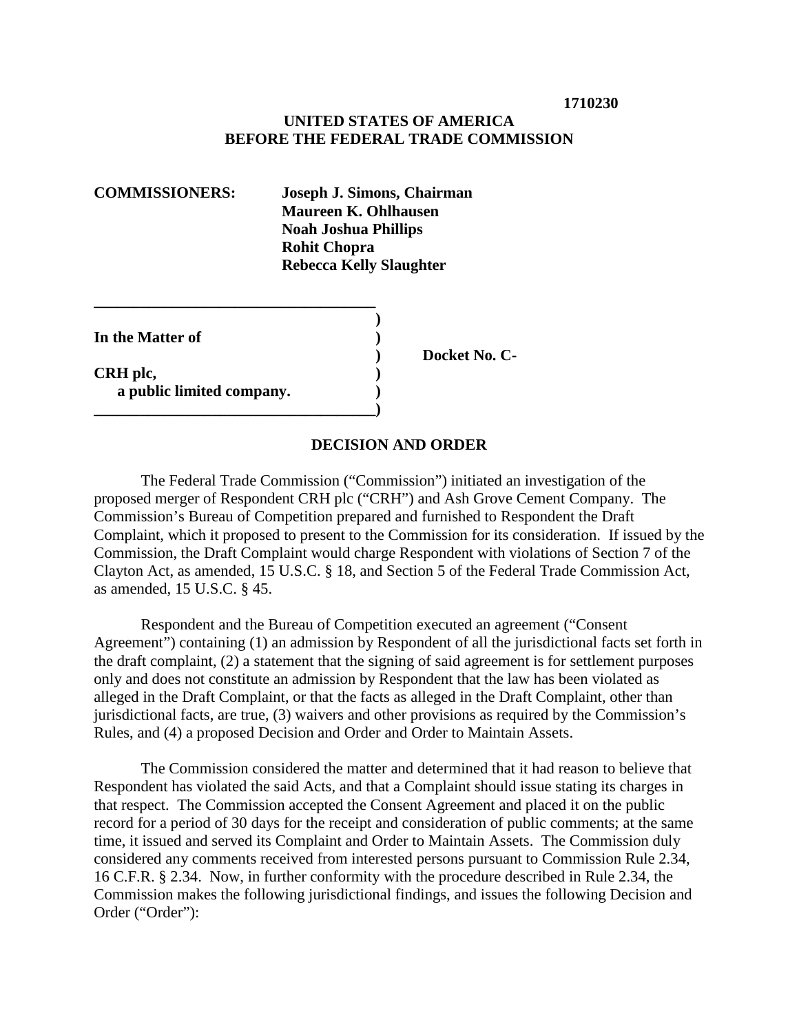**1710230**

**UNITED STATES OF AMERICA**
**BEFORE THE FEDERAL TRADE COMMISSION**

**COMMISSIONERS:** **Joseph J. Simons, Chairman**
**Maureen K. Ohlhausen**
**Noah Joshua Phillips**
**Rohit Chopra**
**Rebecca Kelly Slaughter**

| | | |
|---|---|---|
| **In the Matter of** | ) | |
| | ) | **Docket No. C-** |
| **CRH plc,** | ) | |
| **a public limited company.** | ) | |

## DECISION AND ORDER

The Federal Trade Commission ("Commission") initiated an investigation of the proposed merger of Respondent CRH plc ("CRH") and Ash Grove Cement Company. The Commission's Bureau of Competition prepared and furnished to Respondent the Draft Complaint, which it proposed to present to the Commission for its consideration. If issued by the Commission, the Draft Complaint would charge Respondent with violations of Section 7 of the Clayton Act, as amended, 15 U.S.C. § 18, and Section 5 of the Federal Trade Commission Act, as amended, 15 U.S.C. § 45.

Respondent and the Bureau of Competition executed an agreement ("Consent Agreement") containing (1) an admission by Respondent of all the jurisdictional facts set forth in the draft complaint, (2) a statement that the signing of said agreement is for settlement purposes only and does not constitute an admission by Respondent that the law has been violated as alleged in the Draft Complaint, or that the facts as alleged in the Draft Complaint, other than jurisdictional facts, are true, (3) waivers and other provisions as required by the Commission's Rules, and (4) a proposed Decision and Order and Order to Maintain Assets.

The Commission considered the matter and determined that it had reason to believe that Respondent has violated the said Acts, and that a Complaint should issue stating its charges in that respect. The Commission accepted the Consent Agreement and placed it on the public record for a period of 30 days for the receipt and consideration of public comments; at the same time, it issued and served its Complaint and Order to Maintain Assets. The Commission duly considered any comments received from interested persons pursuant to Commission Rule 2.34, 16 C.F.R. § 2.34. Now, in further conformity with the procedure described in Rule 2.34, the Commission makes the following jurisdictional findings, and issues the following Decision and Order ("Order"):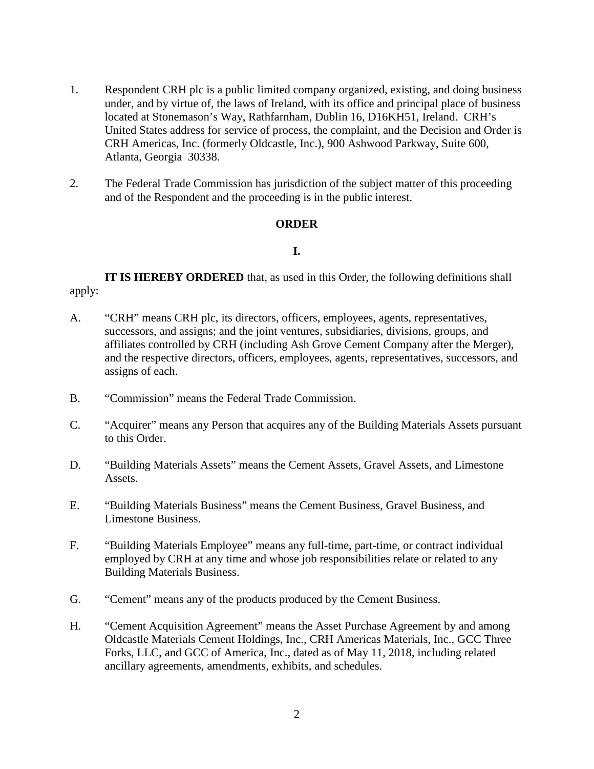1. Respondent CRH plc is a public limited company organized, existing, and doing business under, and by virtue of, the laws of Ireland, with its office and principal place of business located at Stonemason's Way, Rathfarnham, Dublin 16, D16KH51, Ireland. CRH's United States address for service of process, the complaint, and the Decision and Order is CRH Americas, Inc. (formerly Oldcastle, Inc.), 900 Ashwood Parkway, Suite 600, Atlanta, Georgia 30338.

2. The Federal Trade Commission has jurisdiction of the subject matter of this proceeding and of the Respondent and the proceeding is in the public interest.

**ORDER**

**I.**

**IT IS HEREBY ORDERED** that, as used in this Order, the following definitions shall apply:

A. "CRH" means CRH plc, its directors, officers, employees, agents, representatives, successors, and assigns; and the joint ventures, subsidiaries, divisions, groups, and affiliates controlled by CRH (including Ash Grove Cement Company after the Merger), and the respective directors, officers, employees, agents, representatives, successors, and assigns of each.

B. "Commission" means the Federal Trade Commission.

C. "Acquirer" means any Person that acquires any of the Building Materials Assets pursuant to this Order.

D. "Building Materials Assets" means the Cement Assets, Gravel Assets, and Limestone Assets.

E. "Building Materials Business" means the Cement Business, Gravel Business, and Limestone Business.

F. "Building Materials Employee" means any full-time, part-time, or contract individual employed by CRH at any time and whose job responsibilities relate or related to any Building Materials Business.

G. "Cement" means any of the products produced by the Cement Business.

H. "Cement Acquisition Agreement" means the Asset Purchase Agreement by and among Oldcastle Materials Cement Holdings, Inc., CRH Americas Materials, Inc., GCC Three Forks, LLC, and GCC of America, Inc., dated as of May 11, 2018, including related ancillary agreements, amendments, exhibits, and schedules.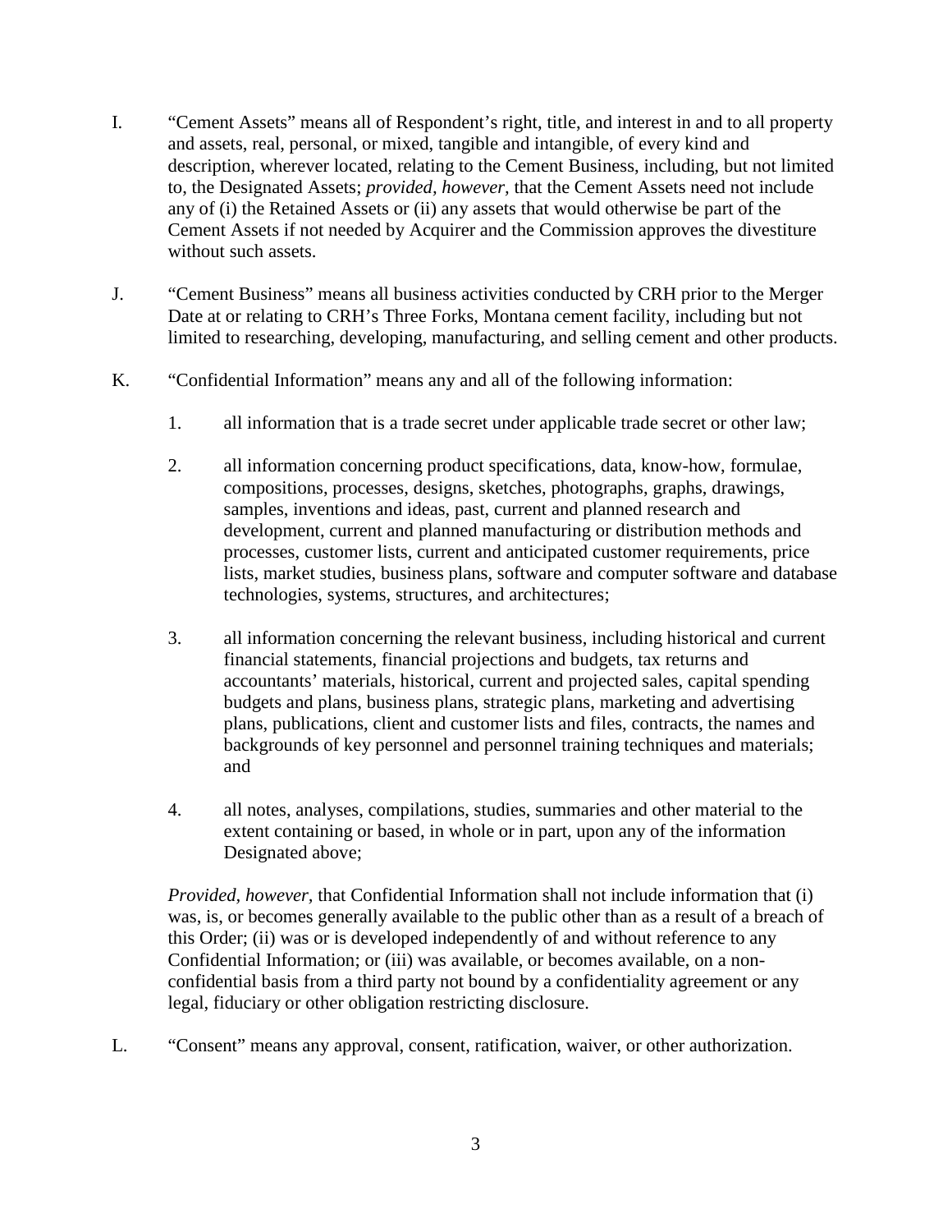I. "Cement Assets" means all of Respondent's right, title, and interest in and to all property and assets, real, personal, or mixed, tangible and intangible, of every kind and description, wherever located, relating to the Cement Business, including, but not limited to, the Designated Assets; *provided, however*, that the Cement Assets need not include any of (i) the Retained Assets or (ii) any assets that would otherwise be part of the Cement Assets if not needed by Acquirer and the Commission approves the divestiture without such assets.

J. "Cement Business" means all business activities conducted by CRH prior to the Merger Date at or relating to CRH's Three Forks, Montana cement facility, including but not limited to researching, developing, manufacturing, and selling cement and other products.

K. "Confidential Information" means any and all of the following information:

1. all information that is a trade secret under applicable trade secret or other law;

2. all information concerning product specifications, data, know-how, formulae, compositions, processes, designs, sketches, photographs, graphs, drawings, samples, inventions and ideas, past, current and planned research and development, current and planned manufacturing or distribution methods and processes, customer lists, current and anticipated customer requirements, price lists, market studies, business plans, software and computer software and database technologies, systems, structures, and architectures;

3. all information concerning the relevant business, including historical and current financial statements, financial projections and budgets, tax returns and accountants' materials, historical, current and projected sales, capital spending budgets and plans, business plans, strategic plans, marketing and advertising plans, publications, client and customer lists and files, contracts, the names and backgrounds of key personnel and personnel training techniques and materials; and

4. all notes, analyses, compilations, studies, summaries and other material to the extent containing or based, in whole or in part, upon any of the information Designated above;

*Provided, however*, that Confidential Information shall not include information that (i) was, is, or becomes generally available to the public other than as a result of a breach of this Order; (ii) was or is developed independently of and without reference to any Confidential Information; or (iii) was available, or becomes available, on a non-confidential basis from a third party not bound by a confidentiality agreement or any legal, fiduciary or other obligation restricting disclosure.

L. "Consent" means any approval, consent, ratification, waiver, or other authorization.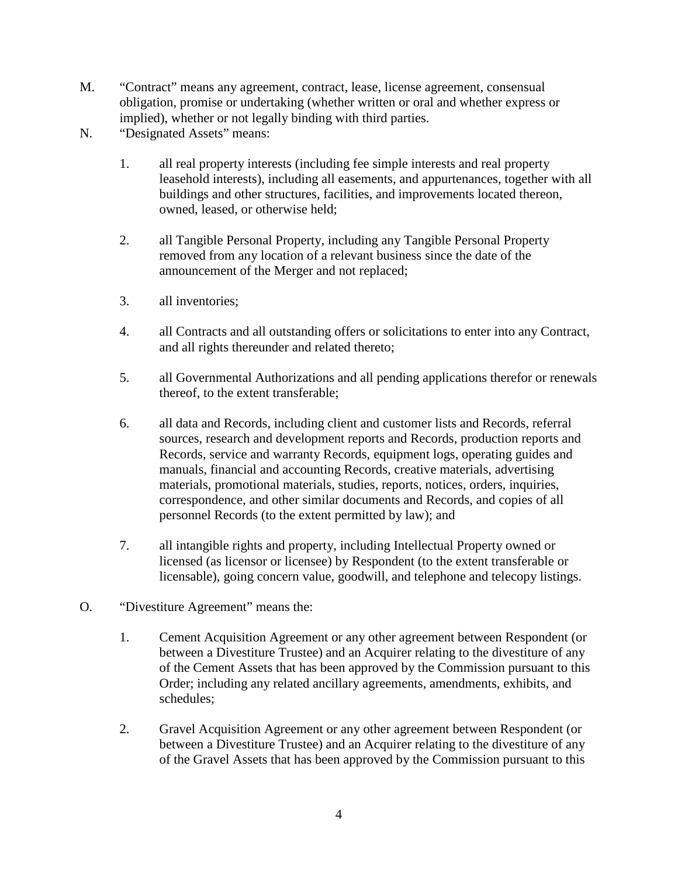M. "Contract" means any agreement, contract, lease, license agreement, consensual obligation, promise or undertaking (whether written or oral and whether express or implied), whether or not legally binding with third parties.

N. "Designated Assets" means:

1. all real property interests (including fee simple interests and real property leasehold interests), including all easements, and appurtenances, together with all buildings and other structures, facilities, and improvements located thereon, owned, leased, or otherwise held;

2. all Tangible Personal Property, including any Tangible Personal Property removed from any location of a relevant business since the date of the announcement of the Merger and not replaced;

3. all inventories;

4. all Contracts and all outstanding offers or solicitations to enter into any Contract, and all rights thereunder and related thereto;

5. all Governmental Authorizations and all pending applications therefor or renewals thereof, to the extent transferable;

6. all data and Records, including client and customer lists and Records, referral sources, research and development reports and Records, production reports and Records, service and warranty Records, equipment logs, operating guides and manuals, financial and accounting Records, creative materials, advertising materials, promotional materials, studies, reports, notices, orders, inquiries, correspondence, and other similar documents and Records, and copies of all personnel Records (to the extent permitted by law); and

7. all intangible rights and property, including Intellectual Property owned or licensed (as licensor or licensee) by Respondent (to the extent transferable or licensable), going concern value, goodwill, and telephone and telecopy listings.

O. "Divestiture Agreement" means the:

1. Cement Acquisition Agreement or any other agreement between Respondent (or between a Divestiture Trustee) and an Acquirer relating to the divestiture of any of the Cement Assets that has been approved by the Commission pursuant to this Order; including any related ancillary agreements, amendments, exhibits, and schedules;

2. Gravel Acquisition Agreement or any other agreement between Respondent (or between a Divestiture Trustee) and an Acquirer relating to the divestiture of any of the Gravel Assets that has been approved by the Commission pursuant to this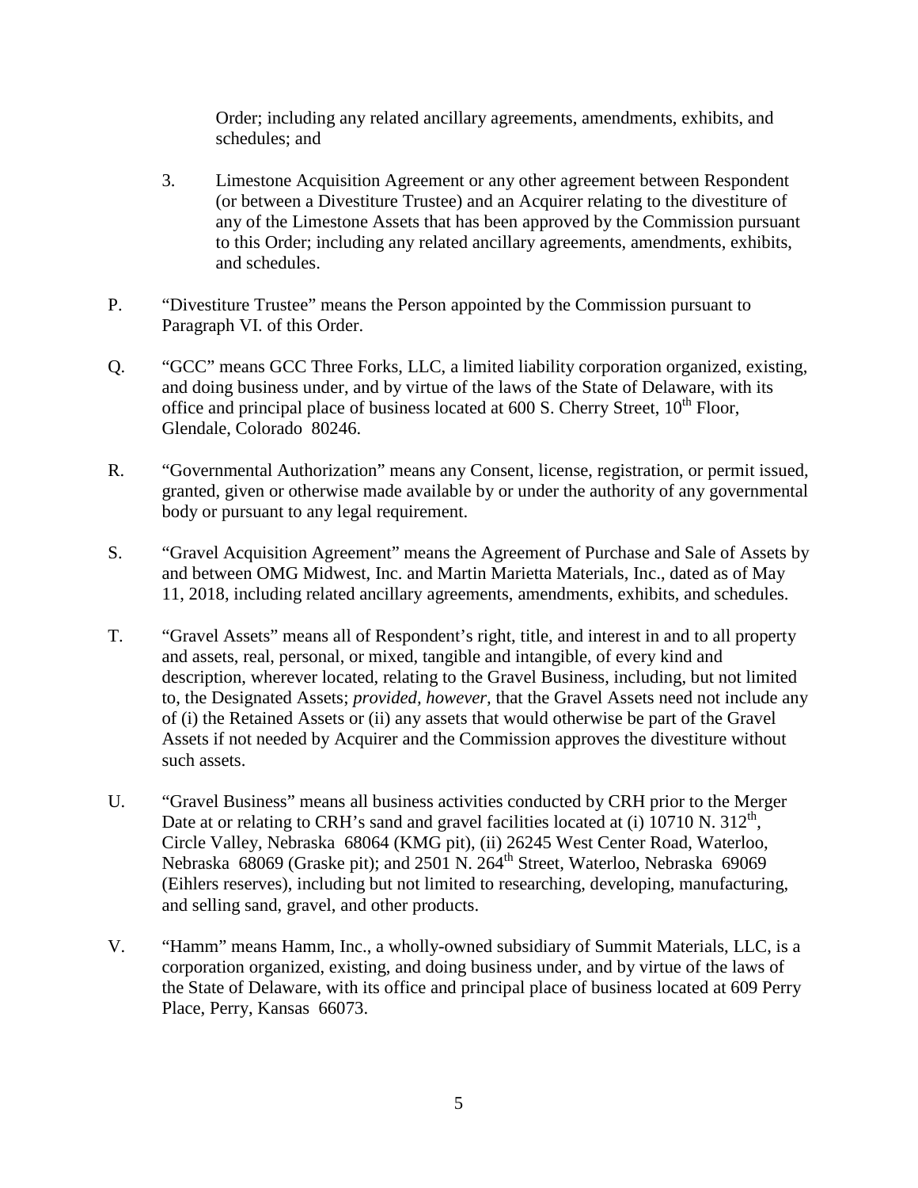Order; including any related ancillary agreements, amendments, exhibits, and schedules; and

3. Limestone Acquisition Agreement or any other agreement between Respondent (or between a Divestiture Trustee) and an Acquirer relating to the divestiture of any of the Limestone Assets that has been approved by the Commission pursuant to this Order; including any related ancillary agreements, amendments, exhibits, and schedules.

P. "Divestiture Trustee" means the Person appointed by the Commission pursuant to Paragraph VI. of this Order.

Q. "GCC" means GCC Three Forks, LLC, a limited liability corporation organized, existing, and doing business under, and by virtue of the laws of the State of Delaware, with its office and principal place of business located at 600 S. Cherry Street, 10th Floor, Glendale, Colorado 80246.

R. "Governmental Authorization" means any Consent, license, registration, or permit issued, granted, given or otherwise made available by or under the authority of any governmental body or pursuant to any legal requirement.

S. "Gravel Acquisition Agreement" means the Agreement of Purchase and Sale of Assets by and between OMG Midwest, Inc. and Martin Marietta Materials, Inc., dated as of May 11, 2018, including related ancillary agreements, amendments, exhibits, and schedules.

T. "Gravel Assets" means all of Respondent's right, title, and interest in and to all property and assets, real, personal, or mixed, tangible and intangible, of every kind and description, wherever located, relating to the Gravel Business, including, but not limited to, the Designated Assets; *provided, however,* that the Gravel Assets need not include any of (i) the Retained Assets or (ii) any assets that would otherwise be part of the Gravel Assets if not needed by Acquirer and the Commission approves the divestiture without such assets.

U. "Gravel Business" means all business activities conducted by CRH prior to the Merger Date at or relating to CRH's sand and gravel facilities located at (i) 10710 N. 312th, Circle Valley, Nebraska 68064 (KMG pit), (ii) 26245 West Center Road, Waterloo, Nebraska 68069 (Graske pit); and 2501 N. 264th Street, Waterloo, Nebraska 69069 (Eihlers reserves), including but not limited to researching, developing, manufacturing, and selling sand, gravel, and other products.

V. "Hamm" means Hamm, Inc., a wholly-owned subsidiary of Summit Materials, LLC, is a corporation organized, existing, and doing business under, and by virtue of the laws of the State of Delaware, with its office and principal place of business located at 609 Perry Place, Perry, Kansas 66073.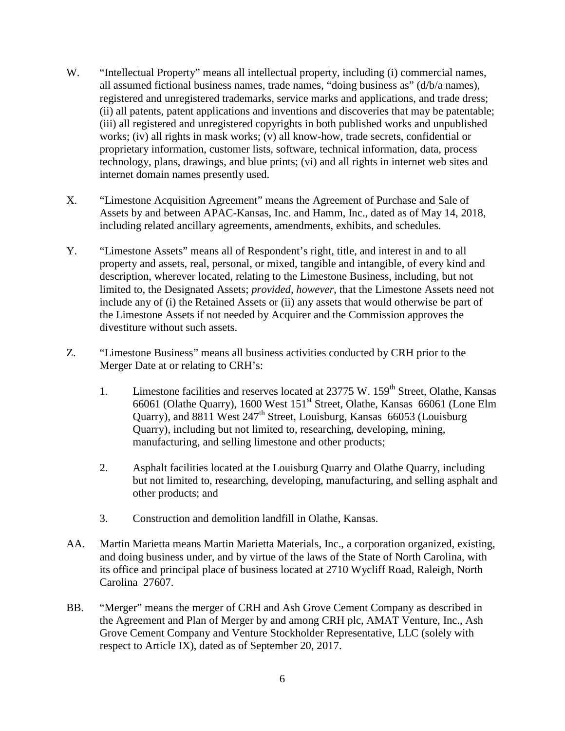W. "Intellectual Property" means all intellectual property, including (i) commercial names, all assumed fictional business names, trade names, "doing business as" (d/b/a names), registered and unregistered trademarks, service marks and applications, and trade dress; (ii) all patents, patent applications and inventions and discoveries that may be patentable; (iii) all registered and unregistered copyrights in both published works and unpublished works; (iv) all rights in mask works; (v) all know-how, trade secrets, confidential or proprietary information, customer lists, software, technical information, data, process technology, plans, drawings, and blue prints; (vi) and all rights in internet web sites and internet domain names presently used.

X. "Limestone Acquisition Agreement" means the Agreement of Purchase and Sale of Assets by and between APAC-Kansas, Inc. and Hamm, Inc., dated as of May 14, 2018, including related ancillary agreements, amendments, exhibits, and schedules.

Y. "Limestone Assets" means all of Respondent's right, title, and interest in and to all property and assets, real, personal, or mixed, tangible and intangible, of every kind and description, wherever located, relating to the Limestone Business, including, but not limited to, the Designated Assets; *provided*, *however*, that the Limestone Assets need not include any of (i) the Retained Assets or (ii) any assets that would otherwise be part of the Limestone Assets if not needed by Acquirer and the Commission approves the divestiture without such assets.

Z. "Limestone Business" means all business activities conducted by CRH prior to the Merger Date at or relating to CRH's:

1. Limestone facilities and reserves located at 23775 W. 159th Street, Olathe, Kansas 66061 (Olathe Quarry), 1600 West 151st Street, Olathe, Kansas 66061 (Lone Elm Quarry), and 8811 West 247th Street, Louisburg, Kansas 66053 (Louisburg Quarry), including but not limited to, researching, developing, mining, manufacturing, and selling limestone and other products;

2. Asphalt facilities located at the Louisburg Quarry and Olathe Quarry, including but not limited to, researching, developing, manufacturing, and selling asphalt and other products; and

3. Construction and demolition landfill in Olathe, Kansas.

AA. Martin Marietta means Martin Marietta Materials, Inc., a corporation organized, existing, and doing business under, and by virtue of the laws of the State of North Carolina, with its office and principal place of business located at 2710 Wycliff Road, Raleigh, North Carolina 27607.

BB. "Merger" means the merger of CRH and Ash Grove Cement Company as described in the Agreement and Plan of Merger by and among CRH plc, AMAT Venture, Inc., Ash Grove Cement Company and Venture Stockholder Representative, LLC (solely with respect to Article IX), dated as of September 20, 2017.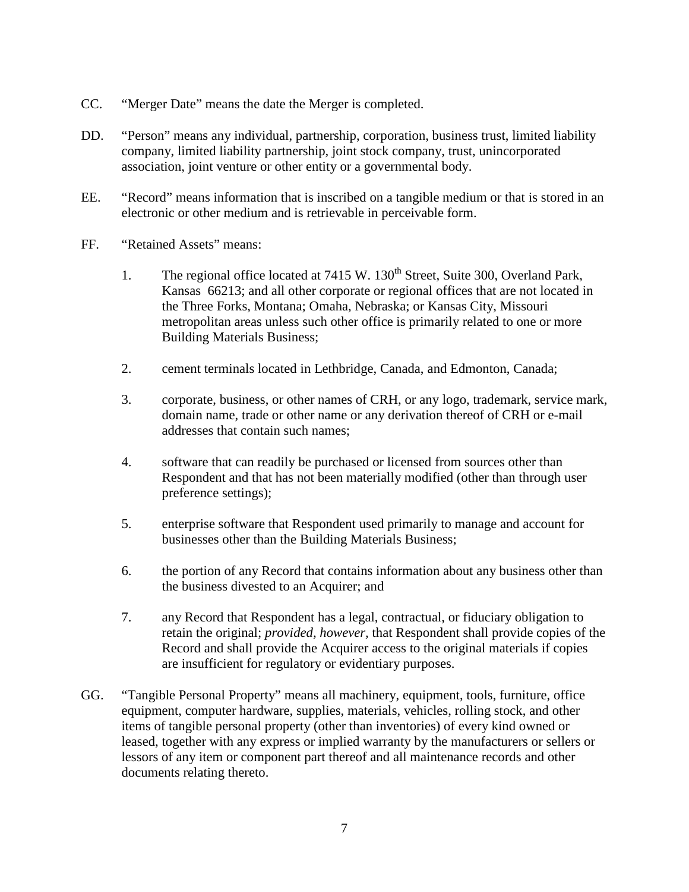CC. “Merger Date” means the date the Merger is completed.

DD. “Person” means any individual, partnership, corporation, business trust, limited liability company, limited liability partnership, joint stock company, trust, unincorporated association, joint venture or other entity or a governmental body.

EE. “Record” means information that is inscribed on a tangible medium or that is stored in an electronic or other medium and is retrievable in perceivable form.

FF. “Retained Assets” means:

1. The regional office located at 7415 W. 130th Street, Suite 300, Overland Park, Kansas 66213; and all other corporate or regional offices that are not located in the Three Forks, Montana; Omaha, Nebraska; or Kansas City, Missouri metropolitan areas unless such other office is primarily related to one or more Building Materials Business;

2. cement terminals located in Lethbridge, Canada, and Edmonton, Canada;

3. corporate, business, or other names of CRH, or any logo, trademark, service mark, domain name, trade or other name or any derivation thereof of CRH or e-mail addresses that contain such names;

4. software that can readily be purchased or licensed from sources other than Respondent and that has not been materially modified (other than through user preference settings);

5. enterprise software that Respondent used primarily to manage and account for businesses other than the Building Materials Business;

6. the portion of any Record that contains information about any business other than the business divested to an Acquirer; and

7. any Record that Respondent has a legal, contractual, or fiduciary obligation to retain the original; *provided, however,* that Respondent shall provide copies of the Record and shall provide the Acquirer access to the original materials if copies are insufficient for regulatory or evidentiary purposes.

GG. “Tangible Personal Property” means all machinery, equipment, tools, furniture, office equipment, computer hardware, supplies, materials, vehicles, rolling stock, and other items of tangible personal property (other than inventories) of every kind owned or leased, together with any express or implied warranty by the manufacturers or sellers or lessors of any item or component part thereof and all maintenance records and other documents relating thereto.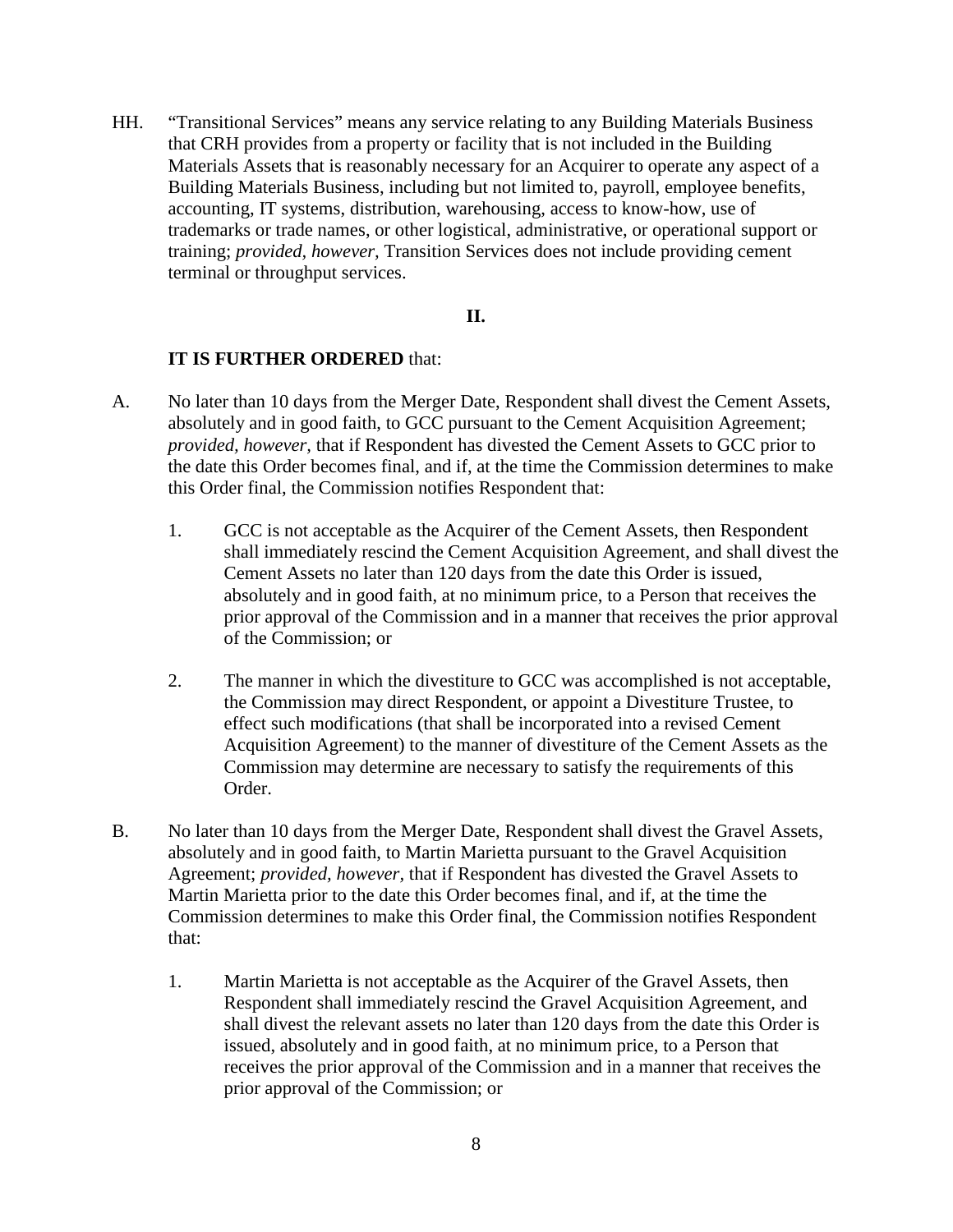HH. "Transitional Services" means any service relating to any Building Materials Business that CRH provides from a property or facility that is not included in the Building Materials Assets that is reasonably necessary for an Acquirer to operate any aspect of a Building Materials Business, including but not limited to, payroll, employee benefits, accounting, IT systems, distribution, warehousing, access to know-how, use of trademarks or trade names, or other logistical, administrative, or operational support or training; *provided, however,* Transition Services does not include providing cement terminal or throughput services.

## II.

**IT IS FURTHER ORDERED** that:

A. No later than 10 days from the Merger Date, Respondent shall divest the Cement Assets, absolutely and in good faith, to GCC pursuant to the Cement Acquisition Agreement; *provided, however,* that if Respondent has divested the Cement Assets to GCC prior to the date this Order becomes final, and if, at the time the Commission determines to make this Order final, the Commission notifies Respondent that:

   1. GCC is not acceptable as the Acquirer of the Cement Assets, then Respondent shall immediately rescind the Cement Acquisition Agreement, and shall divest the Cement Assets no later than 120 days from the date this Order is issued, absolutely and in good faith, at no minimum price, to a Person that receives the prior approval of the Commission and in a manner that receives the prior approval of the Commission; or

   2. The manner in which the divestiture to GCC was accomplished is not acceptable, the Commission may direct Respondent, or appoint a Divestiture Trustee, to effect such modifications (that shall be incorporated into a revised Cement Acquisition Agreement) to the manner of divestiture of the Cement Assets as the Commission may determine are necessary to satisfy the requirements of this Order.

B. No later than 10 days from the Merger Date, Respondent shall divest the Gravel Assets, absolutely and in good faith, to Martin Marietta pursuant to the Gravel Acquisition Agreement; *provided, however,* that if Respondent has divested the Gravel Assets to Martin Marietta prior to the date this Order becomes final, and if, at the time the Commission determines to make this Order final, the Commission notifies Respondent that:

   1. Martin Marietta is not acceptable as the Acquirer of the Gravel Assets, then Respondent shall immediately rescind the Gravel Acquisition Agreement, and shall divest the relevant assets no later than 120 days from the date this Order is issued, absolutely and in good faith, at no minimum price, to a Person that receives the prior approval of the Commission and in a manner that receives the prior approval of the Commission; or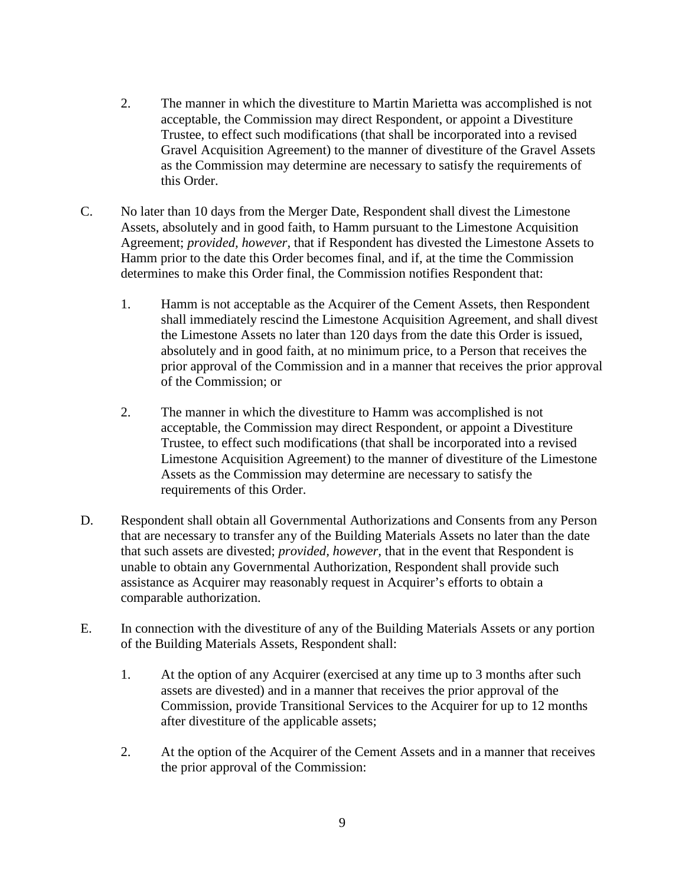2. The manner in which the divestiture to Martin Marietta was accomplished is not acceptable, the Commission may direct Respondent, or appoint a Divestiture Trustee, to effect such modifications (that shall be incorporated into a revised Gravel Acquisition Agreement) to the manner of divestiture of the Gravel Assets as the Commission may determine are necessary to satisfy the requirements of this Order.

C. No later than 10 days from the Merger Date, Respondent shall divest the Limestone Assets, absolutely and in good faith, to Hamm pursuant to the Limestone Acquisition Agreement; *provided, however,* that if Respondent has divested the Limestone Assets to Hamm prior to the date this Order becomes final, and if, at the time the Commission determines to make this Order final, the Commission notifies Respondent that:

   1. Hamm is not acceptable as the Acquirer of the Cement Assets, then Respondent shall immediately rescind the Limestone Acquisition Agreement, and shall divest the Limestone Assets no later than 120 days from the date this Order is issued, absolutely and in good faith, at no minimum price, to a Person that receives the prior approval of the Commission and in a manner that receives the prior approval of the Commission; or

   2. The manner in which the divestiture to Hamm was accomplished is not acceptable, the Commission may direct Respondent, or appoint a Divestiture Trustee, to effect such modifications (that shall be incorporated into a revised Limestone Acquisition Agreement) to the manner of divestiture of the Limestone Assets as the Commission may determine are necessary to satisfy the requirements of this Order.

D. Respondent shall obtain all Governmental Authorizations and Consents from any Person that are necessary to transfer any of the Building Materials Assets no later than the date that such assets are divested; *provided, however,* that in the event that Respondent is unable to obtain any Governmental Authorization, Respondent shall provide such assistance as Acquirer may reasonably request in Acquirer's efforts to obtain a comparable authorization.

E. In connection with the divestiture of any of the Building Materials Assets or any portion of the Building Materials Assets, Respondent shall:

   1. At the option of any Acquirer (exercised at any time up to 3 months after such assets are divested) and in a manner that receives the prior approval of the Commission, provide Transitional Services to the Acquirer for up to 12 months after divestiture of the applicable assets;

   2. At the option of the Acquirer of the Cement Assets and in a manner that receives the prior approval of the Commission: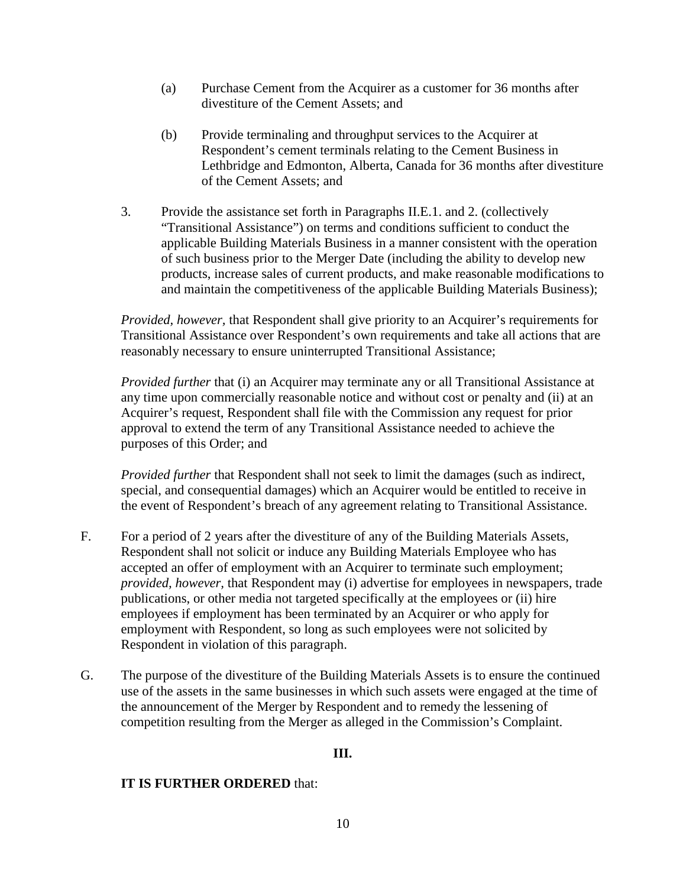(a) Purchase Cement from the Acquirer as a customer for 36 months after divestiture of the Cement Assets; and

(b) Provide terminaling and throughput services to the Acquirer at Respondent's cement terminals relating to the Cement Business in Lethbridge and Edmonton, Alberta, Canada for 36 months after divestiture of the Cement Assets; and

3. Provide the assistance set forth in Paragraphs II.E.1. and 2. (collectively "Transitional Assistance") on terms and conditions sufficient to conduct the applicable Building Materials Business in a manner consistent with the operation of such business prior to the Merger Date (including the ability to develop new products, increase sales of current products, and make reasonable modifications to and maintain the competitiveness of the applicable Building Materials Business);

*Provided, however,* that Respondent shall give priority to an Acquirer's requirements for Transitional Assistance over Respondent's own requirements and take all actions that are reasonably necessary to ensure uninterrupted Transitional Assistance;

*Provided further* that (i) an Acquirer may terminate any or all Transitional Assistance at any time upon commercially reasonable notice and without cost or penalty and (ii) at an Acquirer's request, Respondent shall file with the Commission any request for prior approval to extend the term of any Transitional Assistance needed to achieve the purposes of this Order; and

*Provided further* that Respondent shall not seek to limit the damages (such as indirect, special, and consequential damages) which an Acquirer would be entitled to receive in the event of Respondent's breach of any agreement relating to Transitional Assistance.

F. For a period of 2 years after the divestiture of any of the Building Materials Assets, Respondent shall not solicit or induce any Building Materials Employee who has accepted an offer of employment with an Acquirer to terminate such employment; *provided, however,* that Respondent may (i) advertise for employees in newspapers, trade publications, or other media not targeted specifically at the employees or (ii) hire employees if employment has been terminated by an Acquirer or who apply for employment with Respondent, so long as such employees were not solicited by Respondent in violation of this paragraph.

G. The purpose of the divestiture of the Building Materials Assets is to ensure the continued use of the assets in the same businesses in which such assets were engaged at the time of the announcement of the Merger by Respondent and to remedy the lessening of competition resulting from the Merger as alleged in the Commission's Complaint.

## III.

**IT IS FURTHER ORDERED** that: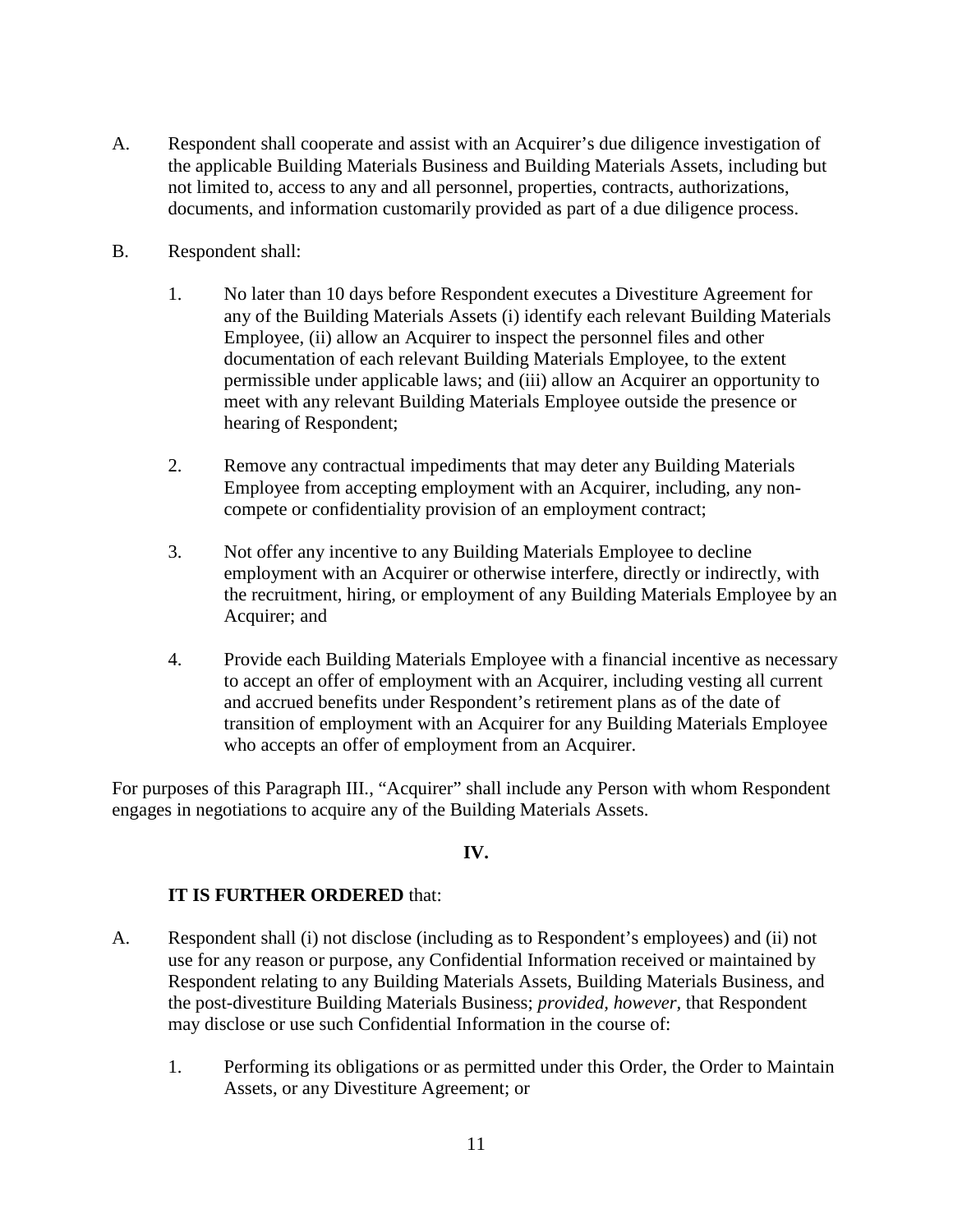A. Respondent shall cooperate and assist with an Acquirer's due diligence investigation of the applicable Building Materials Business and Building Materials Assets, including but not limited to, access to any and all personnel, properties, contracts, authorizations, documents, and information customarily provided as part of a due diligence process.

B. Respondent shall:

1. No later than 10 days before Respondent executes a Divestiture Agreement for any of the Building Materials Assets (i) identify each relevant Building Materials Employee, (ii) allow an Acquirer to inspect the personnel files and other documentation of each relevant Building Materials Employee, to the extent permissible under applicable laws; and (iii) allow an Acquirer an opportunity to meet with any relevant Building Materials Employee outside the presence or hearing of Respondent;

2. Remove any contractual impediments that may deter any Building Materials Employee from accepting employment with an Acquirer, including, any non-compete or confidentiality provision of an employment contract;

3. Not offer any incentive to any Building Materials Employee to decline employment with an Acquirer or otherwise interfere, directly or indirectly, with the recruitment, hiring, or employment of any Building Materials Employee by an Acquirer; and

4. Provide each Building Materials Employee with a financial incentive as necessary to accept an offer of employment with an Acquirer, including vesting all current and accrued benefits under Respondent's retirement plans as of the date of transition of employment with an Acquirer for any Building Materials Employee who accepts an offer of employment from an Acquirer.

For purposes of this Paragraph III., "Acquirer" shall include any Person with whom Respondent engages in negotiations to acquire any of the Building Materials Assets.

## IV.

**IT IS FURTHER ORDERED** that:

A. Respondent shall (i) not disclose (including as to Respondent's employees) and (ii) not use for any reason or purpose, any Confidential Information received or maintained by Respondent relating to any Building Materials Assets, Building Materials Business, and the post-divestiture Building Materials Business; *provided, however,* that Respondent may disclose or use such Confidential Information in the course of:

1. Performing its obligations or as permitted under this Order, the Order to Maintain Assets, or any Divestiture Agreement; or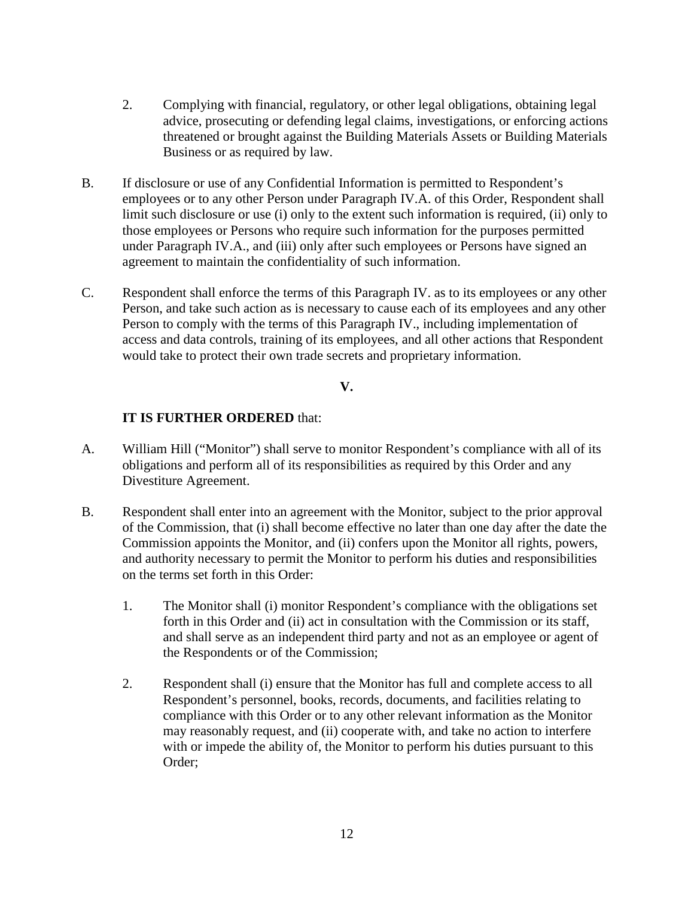2. Complying with financial, regulatory, or other legal obligations, obtaining legal advice, prosecuting or defending legal claims, investigations, or enforcing actions threatened or brought against the Building Materials Assets or Building Materials Business or as required by law.

B. If disclosure or use of any Confidential Information is permitted to Respondent's employees or to any other Person under Paragraph IV.A. of this Order, Respondent shall limit such disclosure or use (i) only to the extent such information is required, (ii) only to those employees or Persons who require such information for the purposes permitted under Paragraph IV.A., and (iii) only after such employees or Persons have signed an agreement to maintain the confidentiality of such information.

C. Respondent shall enforce the terms of this Paragraph IV. as to its employees or any other Person, and take such action as is necessary to cause each of its employees and any other Person to comply with the terms of this Paragraph IV., including implementation of access and data controls, training of its employees, and all other actions that Respondent would take to protect their own trade secrets and proprietary information.

## V.

**IT IS FURTHER ORDERED** that:

A. William Hill ("Monitor") shall serve to monitor Respondent's compliance with all of its obligations and perform all of its responsibilities as required by this Order and any Divestiture Agreement.

B. Respondent shall enter into an agreement with the Monitor, subject to the prior approval of the Commission, that (i) shall become effective no later than one day after the date the Commission appoints the Monitor, and (ii) confers upon the Monitor all rights, powers, and authority necessary to permit the Monitor to perform his duties and responsibilities on the terms set forth in this Order:

   1. The Monitor shall (i) monitor Respondent's compliance with the obligations set forth in this Order and (ii) act in consultation with the Commission or its staff, and shall serve as an independent third party and not as an employee or agent of the Respondents or of the Commission;

   2. Respondent shall (i) ensure that the Monitor has full and complete access to all Respondent's personnel, books, records, documents, and facilities relating to compliance with this Order or to any other relevant information as the Monitor may reasonably request, and (ii) cooperate with, and take no action to interfere with or impede the ability of, the Monitor to perform his duties pursuant to this Order;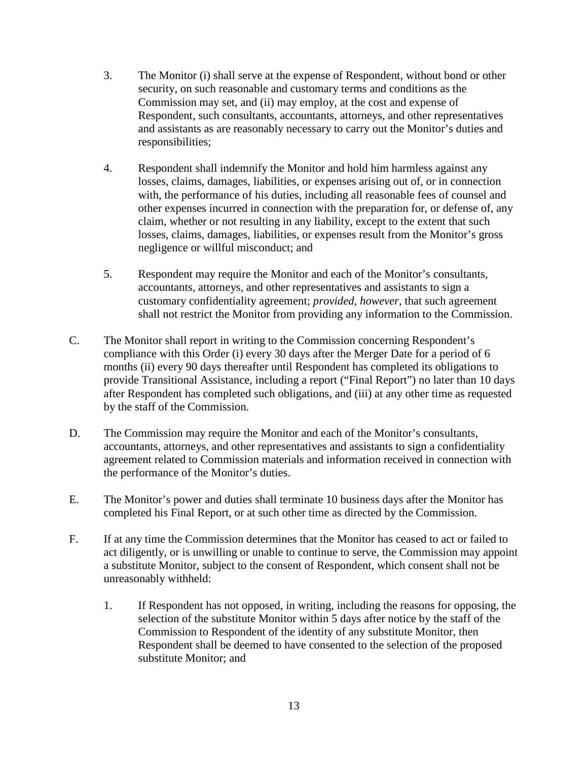3. The Monitor (i) shall serve at the expense of Respondent, without bond or other security, on such reasonable and customary terms and conditions as the Commission may set, and (ii) may employ, at the cost and expense of Respondent, such consultants, accountants, attorneys, and other representatives and assistants as are reasonably necessary to carry out the Monitor's duties and responsibilities;

4. Respondent shall indemnify the Monitor and hold him harmless against any losses, claims, damages, liabilities, or expenses arising out of, or in connection with, the performance of his duties, including all reasonable fees of counsel and other expenses incurred in connection with the preparation for, or defense of, any claim, whether or not resulting in any liability, except to the extent that such losses, claims, damages, liabilities, or expenses result from the Monitor's gross negligence or willful misconduct; and

5. Respondent may require the Monitor and each of the Monitor's consultants, accountants, attorneys, and other representatives and assistants to sign a customary confidentiality agreement; *provided, however*, that such agreement shall not restrict the Monitor from providing any information to the Commission.

C. The Monitor shall report in writing to the Commission concerning Respondent's compliance with this Order (i) every 30 days after the Merger Date for a period of 6 months (ii) every 90 days thereafter until Respondent has completed its obligations to provide Transitional Assistance, including a report ("Final Report") no later than 10 days after Respondent has completed such obligations, and (iii) at any other time as requested by the staff of the Commission.

D. The Commission may require the Monitor and each of the Monitor's consultants, accountants, attorneys, and other representatives and assistants to sign a confidentiality agreement related to Commission materials and information received in connection with the performance of the Monitor's duties.

E. The Monitor's power and duties shall terminate 10 business days after the Monitor has completed his Final Report, or at such other time as directed by the Commission.

F. If at any time the Commission determines that the Monitor has ceased to act or failed to act diligently, or is unwilling or unable to continue to serve, the Commission may appoint a substitute Monitor, subject to the consent of Respondent, which consent shall not be unreasonably withheld:

1. If Respondent has not opposed, in writing, including the reasons for opposing, the selection of the substitute Monitor within 5 days after notice by the staff of the Commission to Respondent of the identity of any substitute Monitor, then Respondent shall be deemed to have consented to the selection of the proposed substitute Monitor; and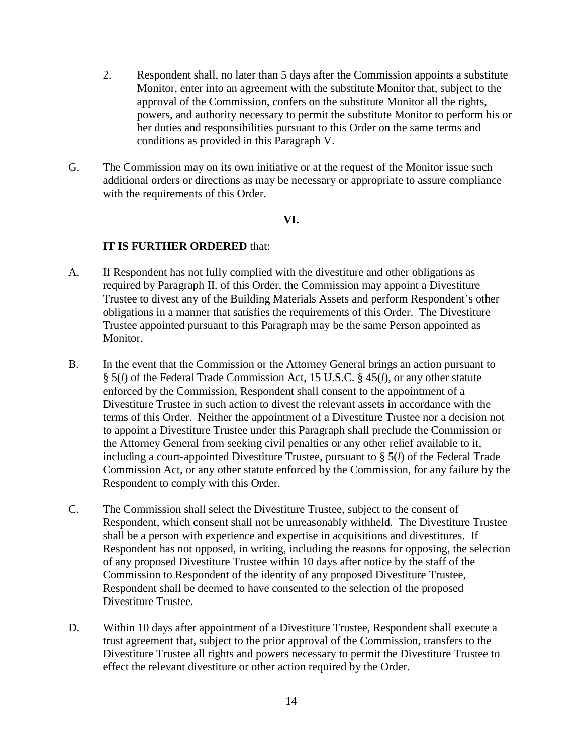2. Respondent shall, no later than 5 days after the Commission appoints a substitute Monitor, enter into an agreement with the substitute Monitor that, subject to the approval of the Commission, confers on the substitute Monitor all the rights, powers, and authority necessary to permit the substitute Monitor to perform his or her duties and responsibilities pursuant to this Order on the same terms and conditions as provided in this Paragraph V.

G. The Commission may on its own initiative or at the request of the Monitor issue such additional orders or directions as may be necessary or appropriate to assure compliance with the requirements of this Order.

**VI.**

**IT IS FURTHER ORDERED** that:

A. If Respondent has not fully complied with the divestiture and other obligations as required by Paragraph II. of this Order, the Commission may appoint a Divestiture Trustee to divest any of the Building Materials Assets and perform Respondent's other obligations in a manner that satisfies the requirements of this Order. The Divestiture Trustee appointed pursuant to this Paragraph may be the same Person appointed as Monitor.

B. In the event that the Commission or the Attorney General brings an action pursuant to § 5(*l*) of the Federal Trade Commission Act, 15 U.S.C. § 45(*l*), or any other statute enforced by the Commission, Respondent shall consent to the appointment of a Divestiture Trustee in such action to divest the relevant assets in accordance with the terms of this Order. Neither the appointment of a Divestiture Trustee nor a decision not to appoint a Divestiture Trustee under this Paragraph shall preclude the Commission or the Attorney General from seeking civil penalties or any other relief available to it, including a court-appointed Divestiture Trustee, pursuant to § 5(*l*) of the Federal Trade Commission Act, or any other statute enforced by the Commission, for any failure by the Respondent to comply with this Order.

C. The Commission shall select the Divestiture Trustee, subject to the consent of Respondent, which consent shall not be unreasonably withheld. The Divestiture Trustee shall be a person with experience and expertise in acquisitions and divestitures. If Respondent has not opposed, in writing, including the reasons for opposing, the selection of any proposed Divestiture Trustee within 10 days after notice by the staff of the Commission to Respondent of the identity of any proposed Divestiture Trustee, Respondent shall be deemed to have consented to the selection of the proposed Divestiture Trustee.

D. Within 10 days after appointment of a Divestiture Trustee, Respondent shall execute a trust agreement that, subject to the prior approval of the Commission, transfers to the Divestiture Trustee all rights and powers necessary to permit the Divestiture Trustee to effect the relevant divestiture or other action required by the Order.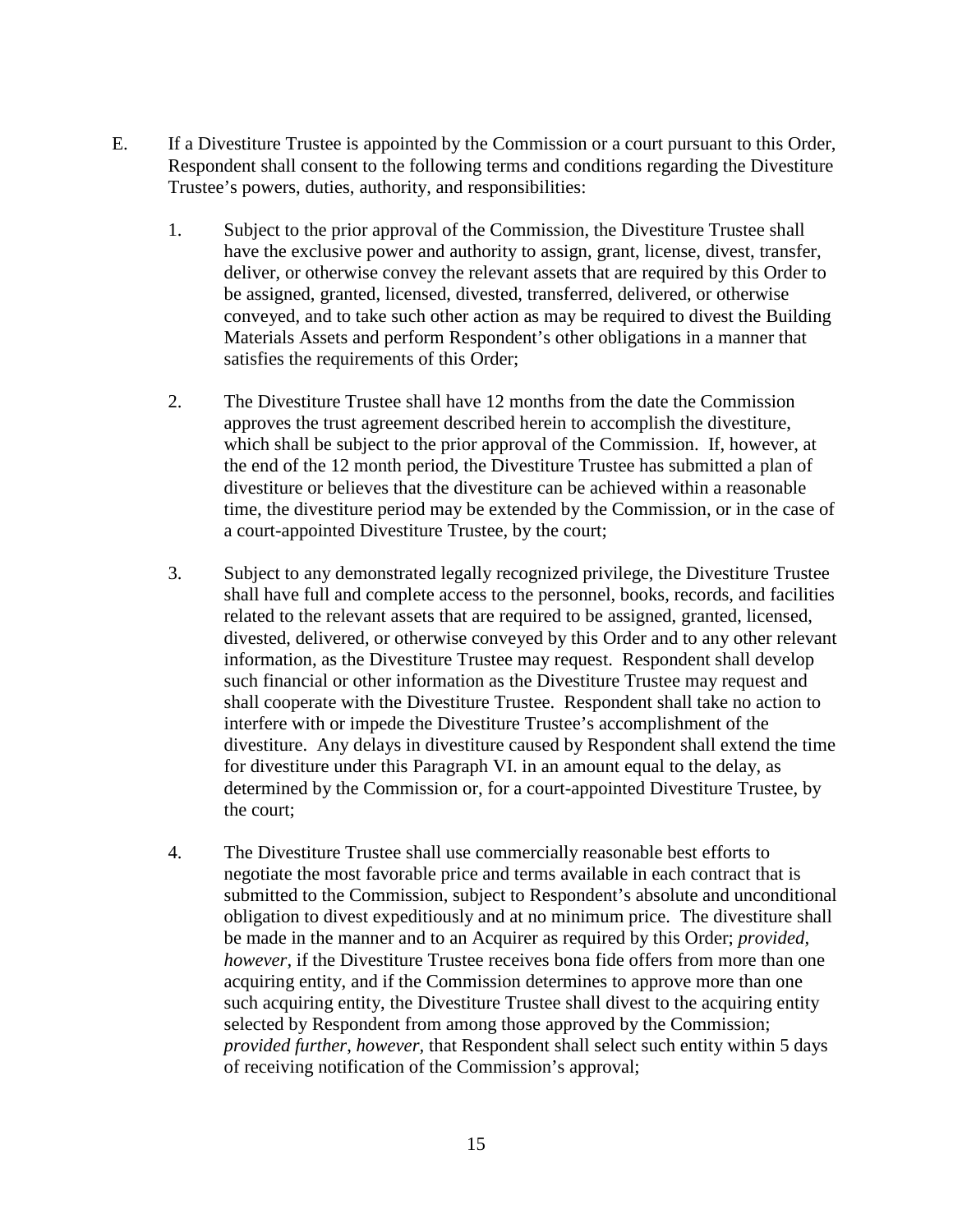E. If a Divestiture Trustee is appointed by the Commission or a court pursuant to this Order, Respondent shall consent to the following terms and conditions regarding the Divestiture Trustee's powers, duties, authority, and responsibilities:

1. Subject to the prior approval of the Commission, the Divestiture Trustee shall have the exclusive power and authority to assign, grant, license, divest, transfer, deliver, or otherwise convey the relevant assets that are required by this Order to be assigned, granted, licensed, divested, transferred, delivered, or otherwise conveyed, and to take such other action as may be required to divest the Building Materials Assets and perform Respondent's other obligations in a manner that satisfies the requirements of this Order;

2. The Divestiture Trustee shall have 12 months from the date the Commission approves the trust agreement described herein to accomplish the divestiture, which shall be subject to the prior approval of the Commission. If, however, at the end of the 12 month period, the Divestiture Trustee has submitted a plan of divestiture or believes that the divestiture can be achieved within a reasonable time, the divestiture period may be extended by the Commission, or in the case of a court-appointed Divestiture Trustee, by the court;

3. Subject to any demonstrated legally recognized privilege, the Divestiture Trustee shall have full and complete access to the personnel, books, records, and facilities related to the relevant assets that are required to be assigned, granted, licensed, divested, delivered, or otherwise conveyed by this Order and to any other relevant information, as the Divestiture Trustee may request. Respondent shall develop such financial or other information as the Divestiture Trustee may request and shall cooperate with the Divestiture Trustee. Respondent shall take no action to interfere with or impede the Divestiture Trustee's accomplishment of the divestiture. Any delays in divestiture caused by Respondent shall extend the time for divestiture under this Paragraph VI. in an amount equal to the delay, as determined by the Commission or, for a court-appointed Divestiture Trustee, by the court;

4. The Divestiture Trustee shall use commercially reasonable best efforts to negotiate the most favorable price and terms available in each contract that is submitted to the Commission, subject to Respondent's absolute and unconditional obligation to divest expeditiously and at no minimum price. The divestiture shall be made in the manner and to an Acquirer as required by this Order; *provided, however,* if the Divestiture Trustee receives bona fide offers from more than one acquiring entity, and if the Commission determines to approve more than one such acquiring entity, the Divestiture Trustee shall divest to the acquiring entity selected by Respondent from among those approved by the Commission; *provided further*, *however,* that Respondent shall select such entity within 5 days of receiving notification of the Commission's approval;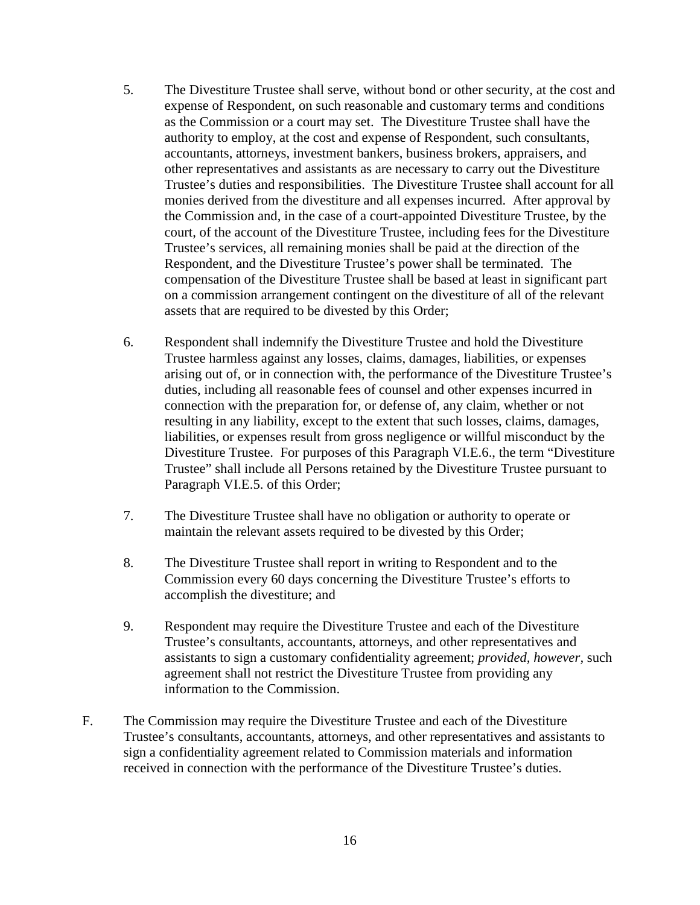5. The Divestiture Trustee shall serve, without bond or other security, at the cost and expense of Respondent, on such reasonable and customary terms and conditions as the Commission or a court may set. The Divestiture Trustee shall have the authority to employ, at the cost and expense of Respondent, such consultants, accountants, attorneys, investment bankers, business brokers, appraisers, and other representatives and assistants as are necessary to carry out the Divestiture Trustee's duties and responsibilities. The Divestiture Trustee shall account for all monies derived from the divestiture and all expenses incurred. After approval by the Commission and, in the case of a court-appointed Divestiture Trustee, by the court, of the account of the Divestiture Trustee, including fees for the Divestiture Trustee's services, all remaining monies shall be paid at the direction of the Respondent, and the Divestiture Trustee's power shall be terminated. The compensation of the Divestiture Trustee shall be based at least in significant part on a commission arrangement contingent on the divestiture of all of the relevant assets that are required to be divested by this Order;

6. Respondent shall indemnify the Divestiture Trustee and hold the Divestiture Trustee harmless against any losses, claims, damages, liabilities, or expenses arising out of, or in connection with, the performance of the Divestiture Trustee's duties, including all reasonable fees of counsel and other expenses incurred in connection with the preparation for, or defense of, any claim, whether or not resulting in any liability, except to the extent that such losses, claims, damages, liabilities, or expenses result from gross negligence or willful misconduct by the Divestiture Trustee. For purposes of this Paragraph VI.E.6., the term "Divestiture Trustee" shall include all Persons retained by the Divestiture Trustee pursuant to Paragraph VI.E.5. of this Order;

7. The Divestiture Trustee shall have no obligation or authority to operate or maintain the relevant assets required to be divested by this Order;

8. The Divestiture Trustee shall report in writing to Respondent and to the Commission every 60 days concerning the Divestiture Trustee's efforts to accomplish the divestiture; and

9. Respondent may require the Divestiture Trustee and each of the Divestiture Trustee's consultants, accountants, attorneys, and other representatives and assistants to sign a customary confidentiality agreement; *provided, however,* such agreement shall not restrict the Divestiture Trustee from providing any information to the Commission.

F. The Commission may require the Divestiture Trustee and each of the Divestiture Trustee's consultants, accountants, attorneys, and other representatives and assistants to sign a confidentiality agreement related to Commission materials and information received in connection with the performance of the Divestiture Trustee's duties.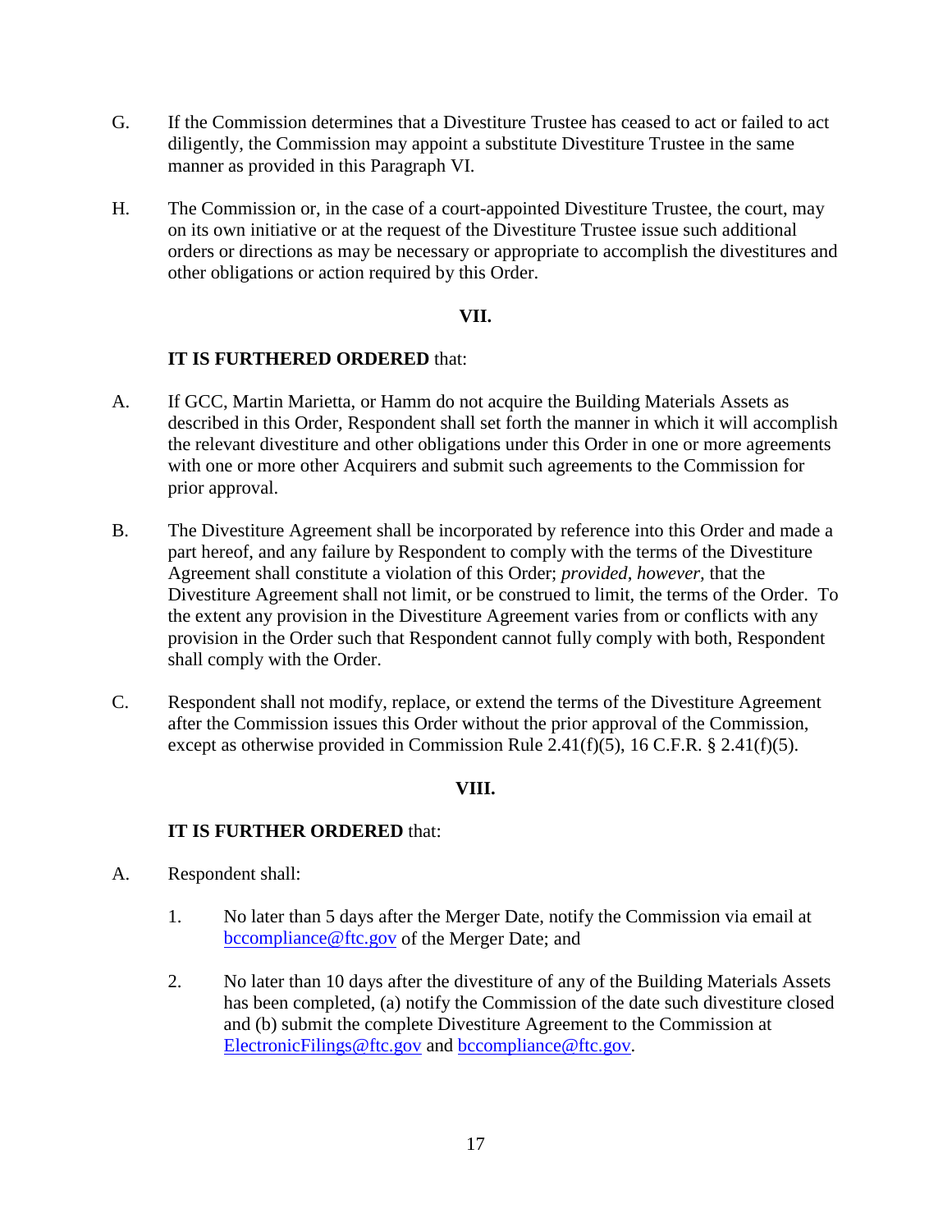G. If the Commission determines that a Divestiture Trustee has ceased to act or failed to act diligently, the Commission may appoint a substitute Divestiture Trustee in the same manner as provided in this Paragraph VI.

H. The Commission or, in the case of a court-appointed Divestiture Trustee, the court, may on its own initiative or at the request of the Divestiture Trustee issue such additional orders or directions as may be necessary or appropriate to accomplish the divestitures and other obligations or action required by this Order.

**VII.**

**IT IS FURTHERED ORDERED** that:

A. If GCC, Martin Marietta, or Hamm do not acquire the Building Materials Assets as described in this Order, Respondent shall set forth the manner in which it will accomplish the relevant divestiture and other obligations under this Order in one or more agreements with one or more other Acquirers and submit such agreements to the Commission for prior approval.

B. The Divestiture Agreement shall be incorporated by reference into this Order and made a part hereof, and any failure by Respondent to comply with the terms of the Divestiture Agreement shall constitute a violation of this Order; *provided, however,* that the Divestiture Agreement shall not limit, or be construed to limit, the terms of the Order. To the extent any provision in the Divestiture Agreement varies from or conflicts with any provision in the Order such that Respondent cannot fully comply with both, Respondent shall comply with the Order.

C. Respondent shall not modify, replace, or extend the terms of the Divestiture Agreement after the Commission issues this Order without the prior approval of the Commission, except as otherwise provided in Commission Rule 2.41(f)(5), 16 C.F.R. § 2.41(f)(5).

**VIII.**

**IT IS FURTHER ORDERED** that:

A. Respondent shall:

1. No later than 5 days after the Merger Date, notify the Commission via email at bccompliance@ftc.gov of the Merger Date; and

2. No later than 10 days after the divestiture of any of the Building Materials Assets has been completed, (a) notify the Commission of the date such divestiture closed and (b) submit the complete Divestiture Agreement to the Commission at ElectronicFilings@ftc.gov and bccompliance@ftc.gov.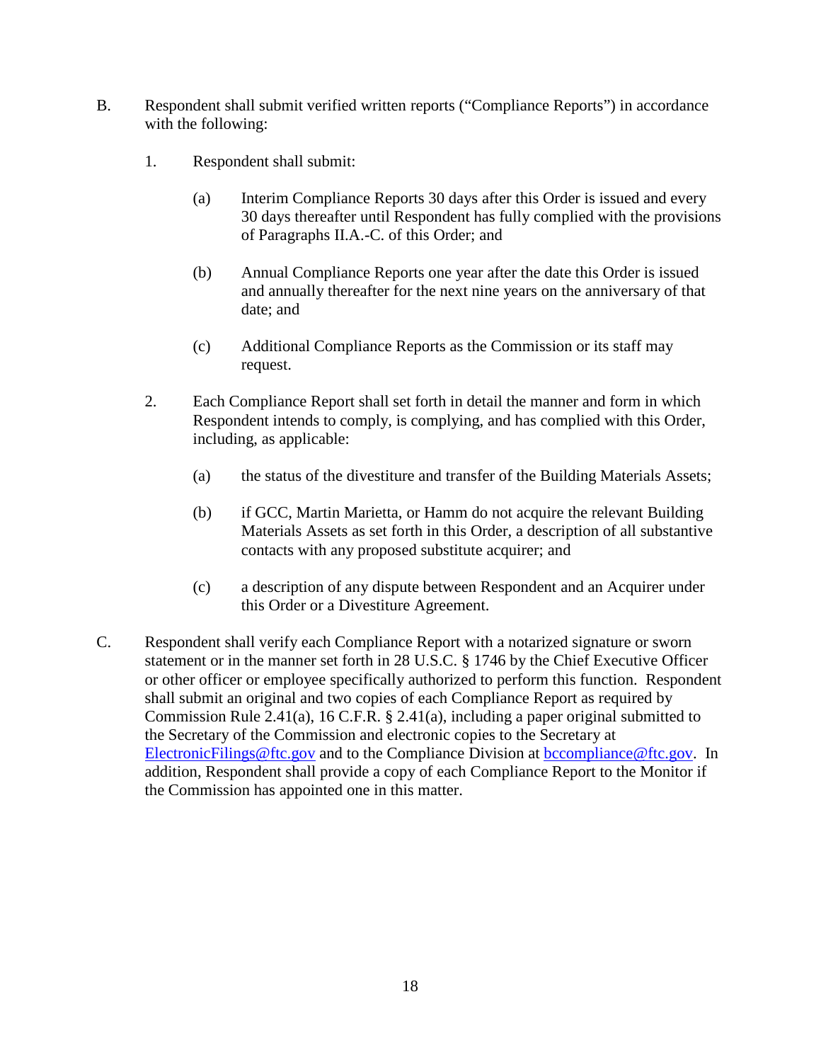B. Respondent shall submit verified written reports ("Compliance Reports") in accordance with the following:

1. Respondent shall submit:

   (a) Interim Compliance Reports 30 days after this Order is issued and every 30 days thereafter until Respondent has fully complied with the provisions of Paragraphs II.A.-C. of this Order; and

   (b) Annual Compliance Reports one year after the date this Order is issued and annually thereafter for the next nine years on the anniversary of that date; and

   (c) Additional Compliance Reports as the Commission or its staff may request.

2. Each Compliance Report shall set forth in detail the manner and form in which Respondent intends to comply, is complying, and has complied with this Order, including, as applicable:

   (a) the status of the divestiture and transfer of the Building Materials Assets;

   (b) if GCC, Martin Marietta, or Hamm do not acquire the relevant Building Materials Assets as set forth in this Order, a description of all substantive contacts with any proposed substitute acquirer; and

   (c) a description of any dispute between Respondent and an Acquirer under this Order or a Divestiture Agreement.

C. Respondent shall verify each Compliance Report with a notarized signature or sworn statement or in the manner set forth in 28 U.S.C. § 1746 by the Chief Executive Officer or other officer or employee specifically authorized to perform this function. Respondent shall submit an original and two copies of each Compliance Report as required by Commission Rule 2.41(a), 16 C.F.R. § 2.41(a), including a paper original submitted to the Secretary of the Commission and electronic copies to the Secretary at ElectronicFilings@ftc.gov and to the Compliance Division at bccompliance@ftc.gov. In addition, Respondent shall provide a copy of each Compliance Report to the Monitor if the Commission has appointed one in this matter.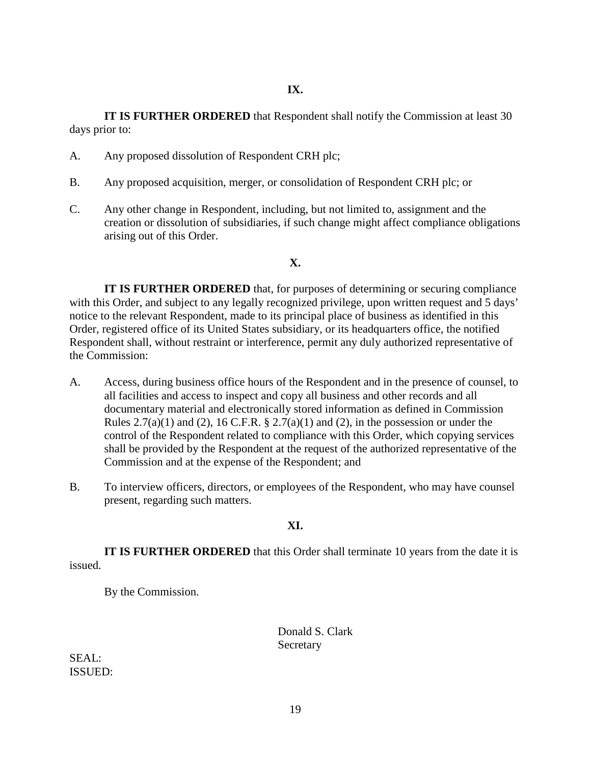## IX.

**IT IS FURTHER ORDERED** that Respondent shall notify the Commission at least 30 days prior to:

A. Any proposed dissolution of Respondent CRH plc;

B. Any proposed acquisition, merger, or consolidation of Respondent CRH plc; or

C. Any other change in Respondent, including, but not limited to, assignment and the creation or dissolution of subsidiaries, if such change might affect compliance obligations arising out of this Order.

## X.

**IT IS FURTHER ORDERED** that, for purposes of determining or securing compliance with this Order, and subject to any legally recognized privilege, upon written request and 5 days' notice to the relevant Respondent, made to its principal place of business as identified in this Order, registered office of its United States subsidiary, or its headquarters office, the notified Respondent shall, without restraint or interference, permit any duly authorized representative of the Commission:

A. Access, during business office hours of the Respondent and in the presence of counsel, to all facilities and access to inspect and copy all business and other records and all documentary material and electronically stored information as defined in Commission Rules 2.7(a)(1) and (2), 16 C.F.R. § 2.7(a)(1) and (2), in the possession or under the control of the Respondent related to compliance with this Order, which copying services shall be provided by the Respondent at the request of the authorized representative of the Commission and at the expense of the Respondent; and

B. To interview officers, directors, or employees of the Respondent, who may have counsel present, regarding such matters.

## XI.

**IT IS FURTHER ORDERED** that this Order shall terminate 10 years from the date it is issued.

By the Commission.

Donald S. Clark
Secretary

SEAL:
ISSUED: